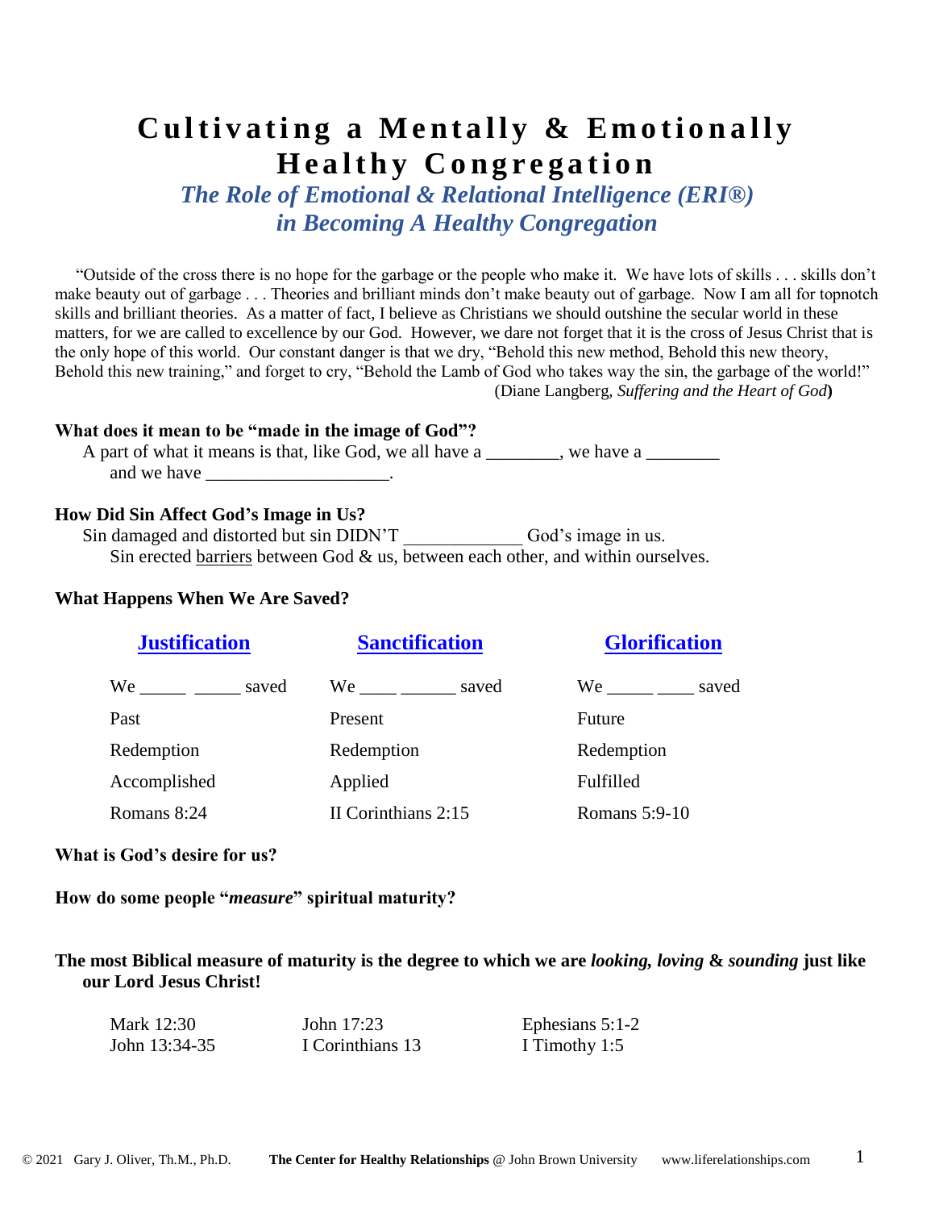# Cultivating a Mentally & Emotionally Healthy Congregation

## *The Role of Emotional & Relational Intelligence (ERI®) in Becoming A Healthy Congregation*

"Outside of the cross there is no hope for the garbage or the people who make it. We have lots of skills . . . skills don't make beauty out of garbage . . . Theories and brilliant minds don't make beauty out of garbage. Now I am all for topnotch skills and brilliant theories. As a matter of fact, I believe as Christians we should outshine the secular world in these matters, for we are called to excellence by our God. However, we dare not forget that it is the cross of Jesus Christ that is the only hope of this world. Our constant danger is that we dry, "Behold this new method, Behold this new theory, Behold this new training," and forget to cry, "Behold the Lamb of God who takes way the sin, the garbage of the world!"

(Diane Langberg, *Suffering and the Heart of God*)

**What does it mean to be "made in the image of God"?**

A part of what it means is that, like God, we all have a ________, we have a ________ and we have ____________________.

**How Did Sin Affect God's Image in Us?**

Sin damaged and distorted but sin DIDN'T _____________ God's image in us.

Sin erected barriers between God & us, between each other, and within ourselves.

**What Happens When We Are Saved?**

| **Justification** | **Sanctification** | **Glorification** |
|---|---|---|
| We _____ _____ saved | We ____ ______ saved | We _____ ____ saved |
| Past | Present | Future |
| Redemption | Redemption | Redemption |
| Accomplished | Applied | Fulfilled |
| Romans 8:24 | II Corinthians 2:15 | Romans 5:9-10 |

**What is God's desire for us?**

**How do some people "*measure*" spiritual maturity?**

**The most Biblical measure of maturity is the degree to which we are *looking, loving* & *sounding* just like our Lord Jesus Christ!**

| | | |
|---|---|---|
| Mark 12:30 | John 17:23 | Ephesians 5:1-2 |
| John 13:34-35 | I Corinthians 13 | I Timothy 1:5 |

© 2021 Gary J. Oliver, Th.M., Ph.D. **The Center for Healthy Relationships** @ John Brown University www.liferelationships.com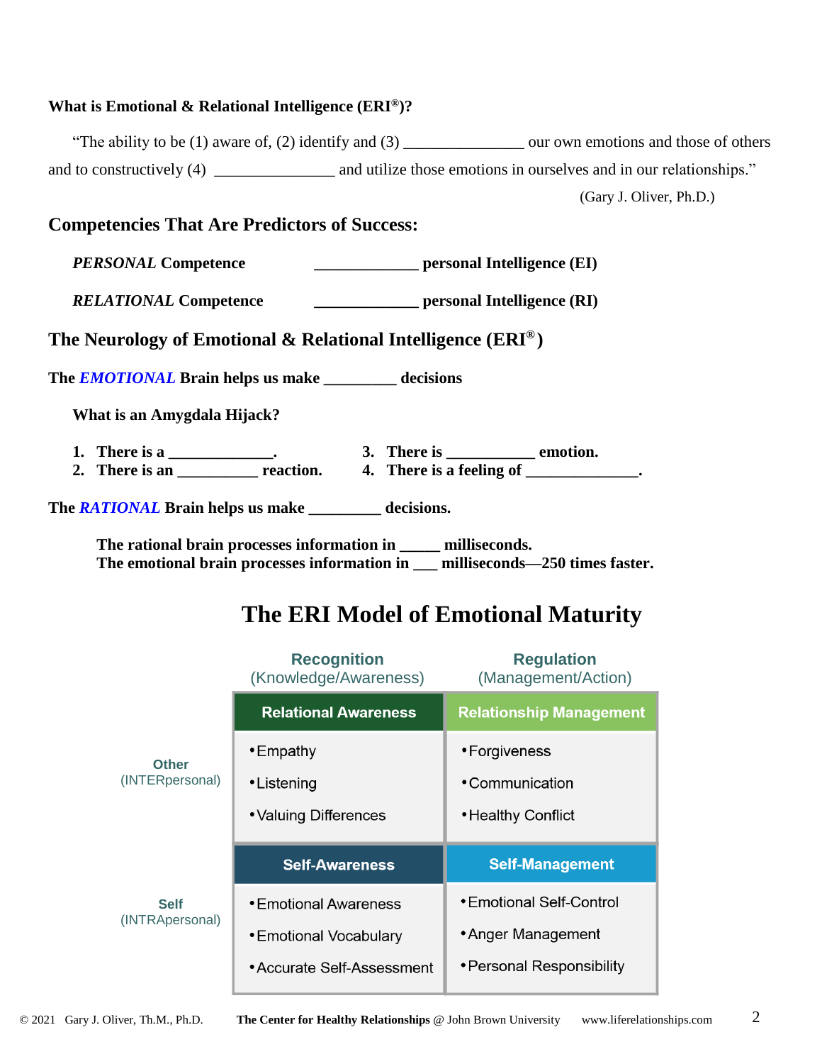**What is Emotional & Relational Intelligence (ERI®)?**

"The ability to be (1) aware of, (2) identify and (3) _______________ our own emotions and those of others and to constructively (4) _______________ and utilize those emotions in ourselves and in our relationships."

(Gary J. Oliver, Ph.D.)

## Competencies That Are Predictors of Success:

***PERSONAL* Competence** _____________ **personal Intelligence (EI)**

***RELATIONAL* Competence** _____________ **personal Intelligence (RI)**

## The Neurology of Emotional & Relational Intelligence (ERI®)

**The *EMOTIONAL* Brain helps us make _________ decisions**

**What is an Amygdala Hijack?**

1. **There is a _____________.**
2. **There is an __________ reaction.**
3. **There is ___________ emotion.**
4. **There is a feeling of ______________.**

**The *RATIONAL* Brain helps us make _________ decisions.**

**The rational brain processes information in _____ milliseconds.**
**The emotional brain processes information in ___ milliseconds—250 times faster.**

## The ERI Model of Emotional Maturity

| | **Recognition** (Knowledge/Awareness) | **Regulation** (Management/Action) |
|---|---|---|
| **Other** (INTERpersonal) | **Relational Awareness**<br>• Empathy<br>• Listening<br>• Valuing Differences | **Relationship Management**<br>• Forgiveness<br>• Communication<br>• Healthy Conflict |
| **Self** (INTRApersonal) | **Self-Awareness**<br>• Emotional Awareness<br>• Emotional Vocabulary<br>• Accurate Self-Assessment | **Self-Management**<br>• Emotional Self-Control<br>• Anger Management<br>• Personal Responsibility |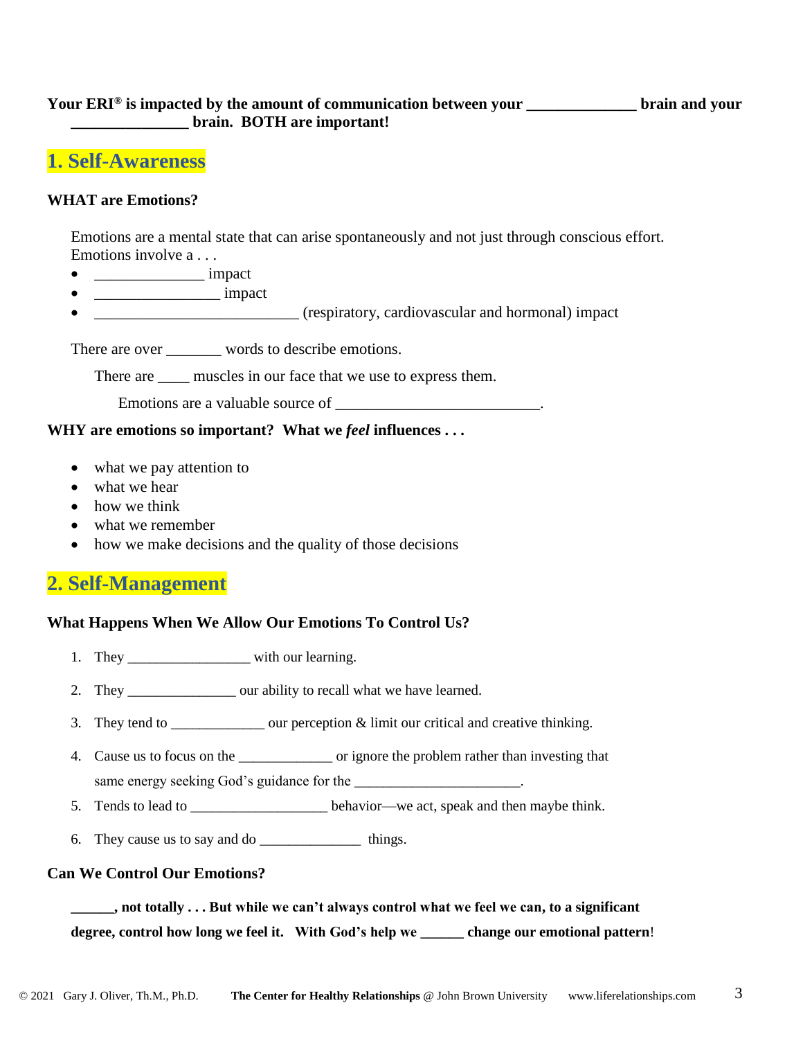**Your ERI® is impacted by the amount of communication between your ______________ brain and your _______________ brain. BOTH are important!**

## 1. Self-Awareness

**WHAT are Emotions?**

Emotions are a mental state that can arise spontaneously and not just through conscious effort. Emotions involve a . . .

- ______________ impact
- ________________ impact
- __________________________ (respiratory, cardiovascular and hormonal) impact

There are over _______ words to describe emotions.

There are ____ muscles in our face that we use to express them.

Emotions are a valuable source of __________________________.

**WHY are emotions so important? What we *feel* influences . . .**

- what we pay attention to
- what we hear
- how we think
- what we remember
- how we make decisions and the quality of those decisions

## 2. Self-Management

**What Happens When We Allow Our Emotions To Control Us?**

1. They ________________ with our learning.
2. They _______________ our ability to recall what we have learned.
3. They tend to _____________ our perception & limit our critical and creative thinking.
4. Cause us to focus on the _____________ or ignore the problem rather than investing that same energy seeking God's guidance for the ______________________.
5. Tends to lead to ___________________ behavior—we act, speak and then maybe think.
6. They cause us to say and do ______________ things.

**Can We Control Our Emotions?**

**______, not totally . . . But while we can't always control what we feel we can, to a significant degree, control how long we feel it. With God's help we ______ change our emotional pattern**!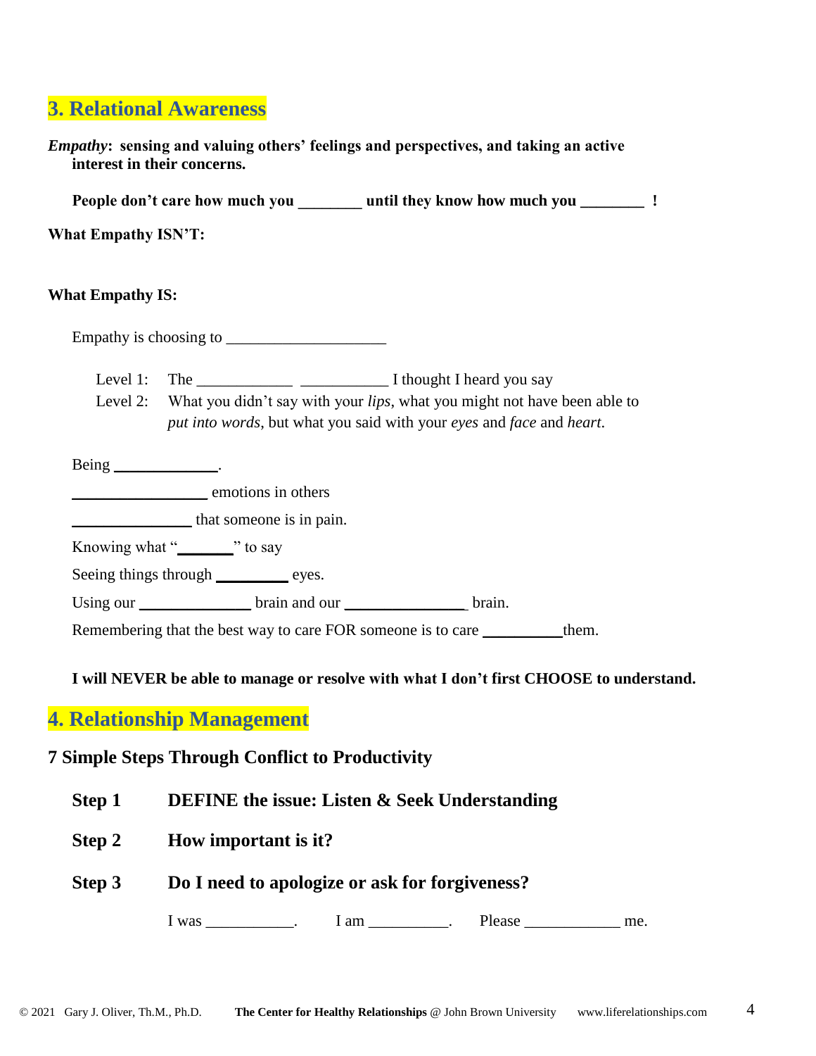## 3. Relational Awareness

***Empathy*: sensing and valuing others' feelings and perspectives, and taking an active interest in their concerns.**

**People don't care how much you ________ until they know how much you ________ !**

**What Empathy ISN'T:**

**What Empathy IS:**

Empathy is choosing to ___________________

Level 1: The ____________ ___________ I thought I heard you say

Level 2: What you didn't say with your *lips*, what you might not have been able to *put into words*, but what you said with your *eyes* and *face* and *heart*.

Being _____________.

________________ emotions in others

______________ that someone is in pain.

Knowing what "_______" to say

Seeing things through _________ eyes.

Using our ______________ brain and our _______________ brain.

Remembering that the best way to care FOR someone is to care __________them.

**I will NEVER be able to manage or resolve with what I don't first CHOOSE to understand.**

## 4. Relationship Management

### 7 Simple Steps Through Conflict to Productivity

**Step 1 DEFINE the issue: Listen & Seek Understanding**

**Step 2 How important is it?**

**Step 3 Do I need to apologize or ask for forgiveness?**

I was ___________. I am __________. Please ____________ me.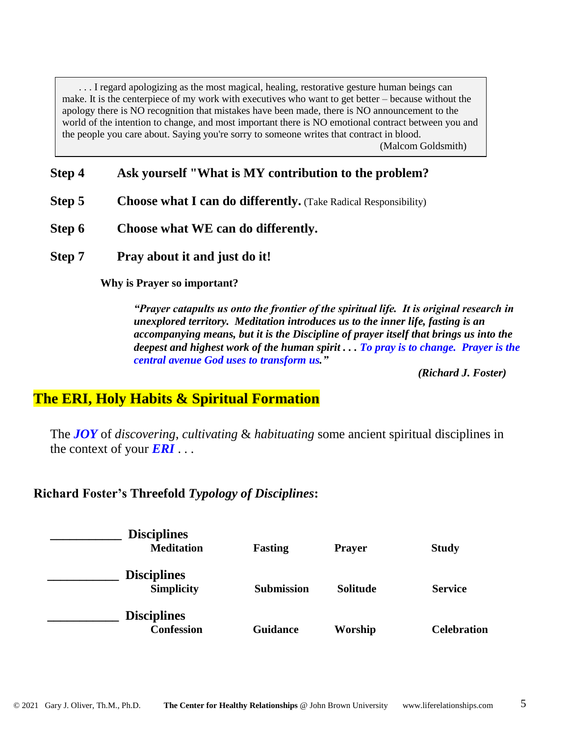> . . . I regard apologizing as the most magical, healing, restorative gesture human beings can make. It is the centerpiece of my work with executives who want to get better – because without the apology there is NO recognition that mistakes have been made, there is NO announcement to the world of the intention to change, and most important there is NO emotional contract between you and the people you care about. Saying you're sorry to someone writes that contract in blood.
>
> (Malcom Goldsmith)

**Step 4** **Ask yourself "What is MY contribution to the problem?**

**Step 5** **Choose what I can do differently.** (Take Radical Responsibility)

**Step 6** **Choose what WE can do differently.**

**Step 7** **Pray about it and just do it!**

**Why is Prayer so important?**

> ***"Prayer catapults us onto the frontier of the spiritual life. It is original research in unexplored territory. Meditation introduces us to the inner life, fasting is an accompanying means, but it is the Discipline of prayer itself that brings us into the deepest and highest work of the human spirit . . . To pray is to change. Prayer is the central avenue God uses to transform us."***
>
> ***(Richard J. Foster)***

## The ERI, Holy Habits & Spiritual Formation

The ***JOY*** of *discovering*, *cultivating* & *habituating* some ancient spiritual disciplines in the context of your ***ERI*** . . .

### Richard Foster's Threefold *Typology of Disciplines*:

___________ **Disciplines**

| **Meditation** | **Fasting** | **Prayer** | **Study** |
|---|---|---|---|

___________ **Disciplines**

| **Simplicity** | **Submission** | **Solitude** | **Service** |
|---|---|---|---|

___________ **Disciplines**

| **Confession** | **Guidance** | **Worship** | **Celebration** |
|---|---|---|---|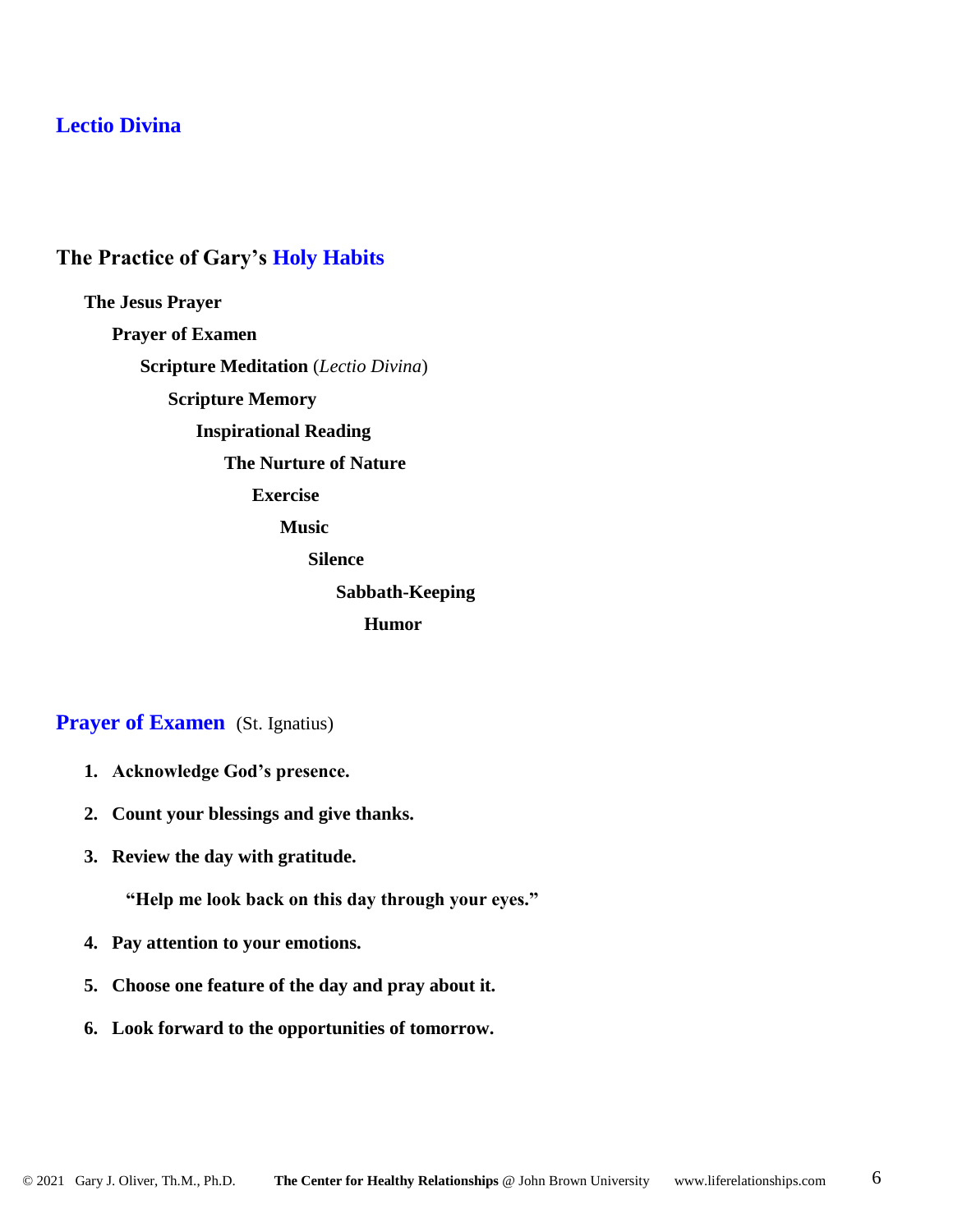## Lectio Divina

## The Practice of Gary's Holy Habits

**The Jesus Prayer**

**Prayer of Examen**

**Scripture Meditation** (*Lectio Divina*)

**Scripture Memory**

**Inspirational Reading**

**The Nurture of Nature**

**Exercise**

**Music**

**Silence**

**Sabbath-Keeping**

**Humor**

## Prayer of Examen (St. Ignatius)

1. **Acknowledge God's presence.**
2. **Count your blessings and give thanks.**
3. **Review the day with gratitude.**

   **"Help me look back on this day through your eyes."**
4. **Pay attention to your emotions.**
5. **Choose one feature of the day and pray about it.**
6. **Look forward to the opportunities of tomorrow.**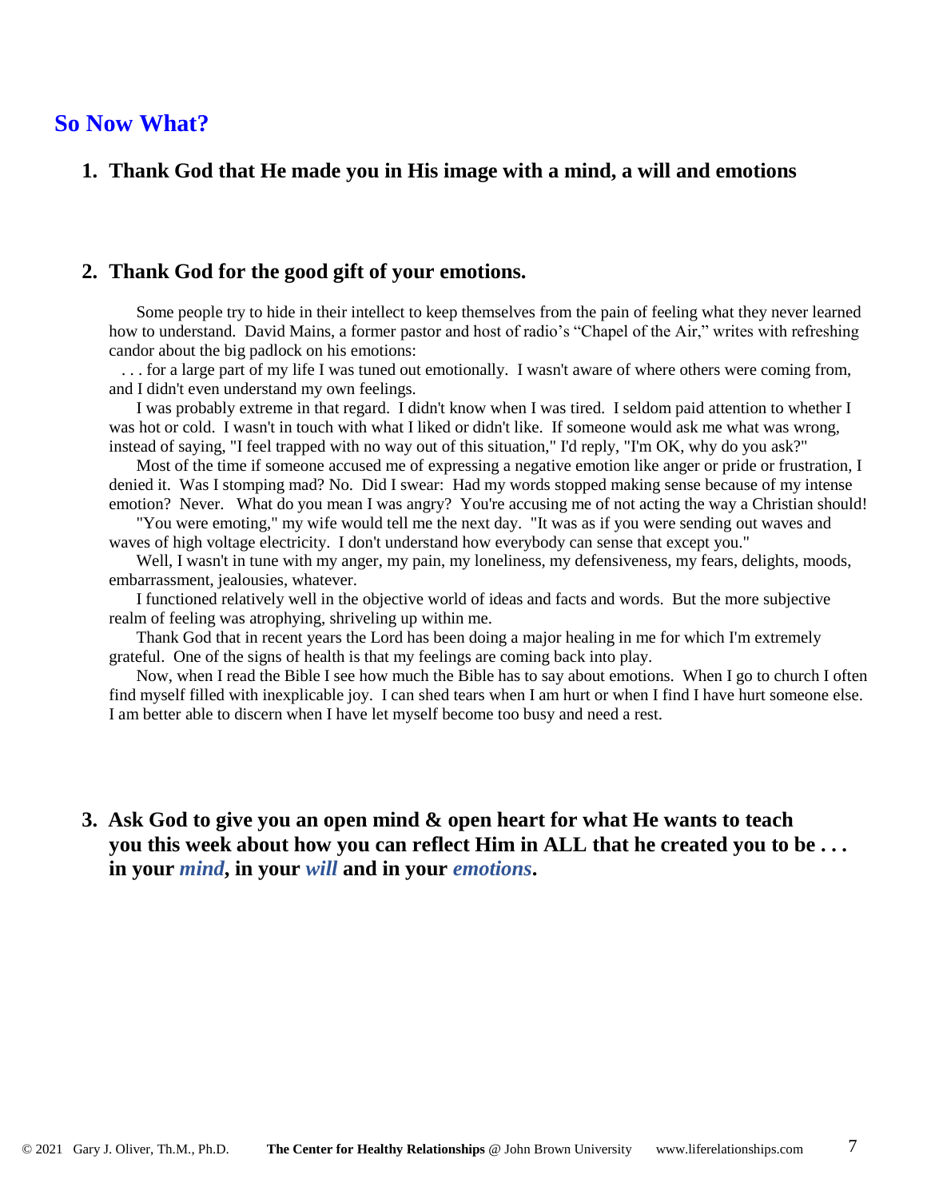## So Now What?

1. **Thank God that He made you in His image with a mind, a will and emotions**

2. **Thank God for the good gift of your emotions.**

Some people try to hide in their intellect to keep themselves from the pain of feeling what they never learned how to understand. David Mains, a former pastor and host of radio's "Chapel of the Air," writes with refreshing candor about the big padlock on his emotions:

. . . for a large part of my life I was tuned out emotionally. I wasn't aware of where others were coming from, and I didn't even understand my own feelings.

I was probably extreme in that regard. I didn't know when I was tired. I seldom paid attention to whether I was hot or cold. I wasn't in touch with what I liked or didn't like. If someone would ask me what was wrong, instead of saying, "I feel trapped with no way out of this situation," I'd reply, "I'm OK, why do you ask?"

Most of the time if someone accused me of expressing a negative emotion like anger or pride or frustration, I denied it. Was I stomping mad? No. Did I swear: Had my words stopped making sense because of my intense emotion? Never. What do you mean I was angry? You're accusing me of not acting the way a Christian should!

"You were emoting," my wife would tell me the next day. "It was as if you were sending out waves and waves of high voltage electricity. I don't understand how everybody can sense that except you."

Well, I wasn't in tune with my anger, my pain, my loneliness, my defensiveness, my fears, delights, moods, embarrassment, jealousies, whatever.

I functioned relatively well in the objective world of ideas and facts and words. But the more subjective realm of feeling was atrophying, shriveling up within me.

Thank God that in recent years the Lord has been doing a major healing in me for which I'm extremely grateful. One of the signs of health is that my feelings are coming back into play.

Now, when I read the Bible I see how much the Bible has to say about emotions. When I go to church I often find myself filled with inexplicable joy. I can shed tears when I am hurt or when I find I have hurt someone else. I am better able to discern when I have let myself become too busy and need a rest.

3. **Ask God to give you an open mind & open heart for what He wants to teach you this week about how you can reflect Him in ALL that he created you to be . . . in your *mind*, in your *will* and in your *emotions*.**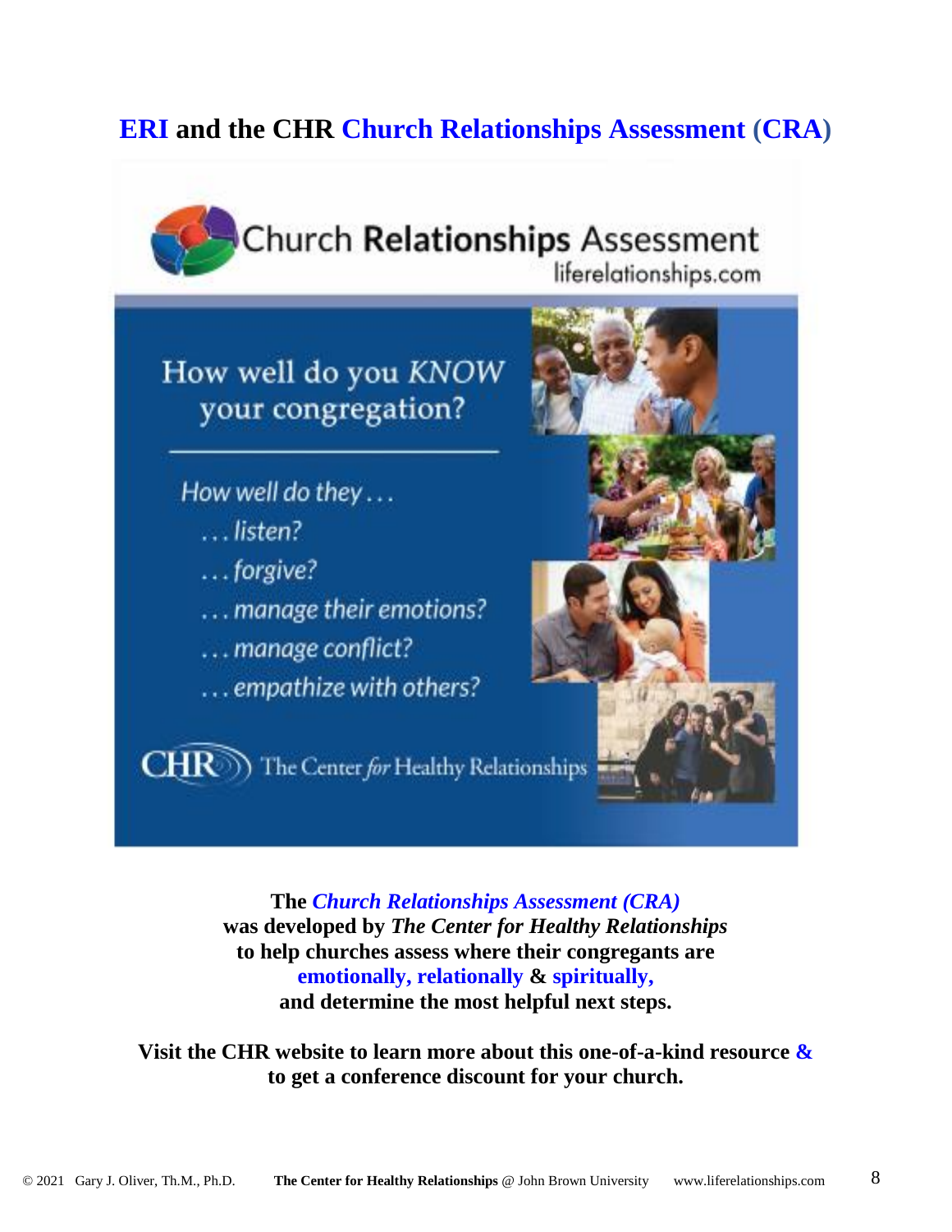## ERI and the CHR Church Relationships Assessment (CRA)

Church **Relationships** Assessment
liferelationships.com

How well do you *KNOW* your congregation?

*How well do they . . .*

*. . . listen?*

*. . . forgive?*

*. . . manage their emotions?*

*. . . manage conflict?*

*. . . empathize with others?*

CHR The Center *for* Healthy Relationships

**The *Church Relationships Assessment (CRA)***
**was developed by *The Center for Healthy Relationships***
**to help churches assess where their congregants are**
**emotionally, relationally & spiritually,**
**and determine the most helpful next steps.**

**Visit the CHR website to learn more about this one-of-a-kind resource &**
**to get a conference discount for your church.**